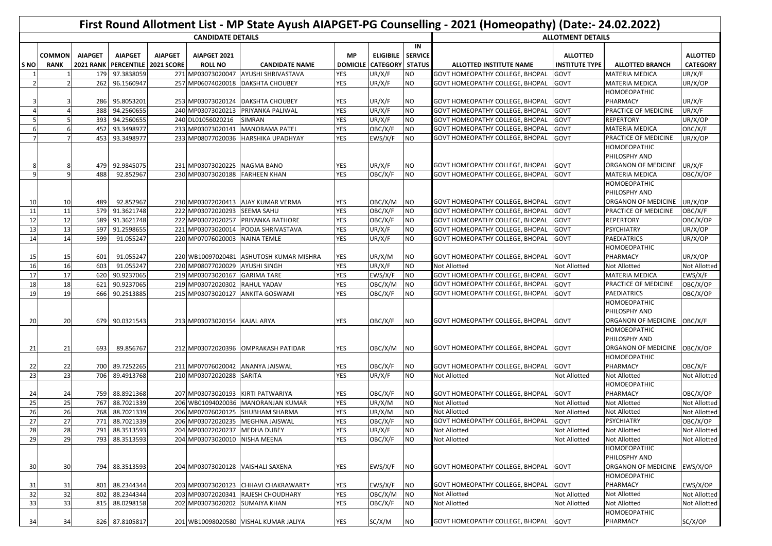# First Round Allotment List - MP State Ayush AIAPGET-PG Counselling - 2021 (Homeopathy) (Date:- 24.02.2022)

| CANDIDATE DETAILS | | | | | | | | | ALLOTMENT DETAILS | | | |
|---|---|---|---|---|---|---|---|---|---|---|---|---|
| S NO | COMMON RANK | AIAPGET 2021 RANK | AIAPGET PERCENTILE | AIAPGET 2021 SCORE | AIAPGET 2021 ROLL NO | CANDIDATE NAME | MP DOMICILE | ELIGIBILE CATEGORY | IN SERVICE STATUS | ALLOTTED INSTITUTE NAME | ALLOTTED INSTITUTE TYPE | ALLOTTED BRANCH | ALLOTTED CATEGORY |
| 1 | 1 | 179 | 97.3838059 | 271 | MP03073020047 | AYUSHI SHRIVASTAVA | YES | UR/X/F | NO | GOVT HOMEOPATHY COLLEGE, BHOPAL | GOVT | MATERIA MEDICA | UR/X/F |
| 2 | 2 | 262 | 96.1560947 | 257 | MP06074020018 | DAKSHTA CHOUBEY | YES | UR/X/F | NO | GOVT HOMEOPATHY COLLEGE, BHOPAL | GOVT | MATERIA MEDICA | UR/X/OP |
| 3 | 3 | 286 | 95.8053201 | 253 | MP03073020124 | DAKSHTA CHOUBEY | YES | UR/X/F | NO | GOVT HOMEOPATHY COLLEGE, BHOPAL | GOVT | HOMOEOPATHIC PHARMACY | UR/X/F |
| 4 | 4 | 388 | 94.2560655 | 240 | MP03073020213 | PRIYANKA PALIWAL | YES | UR/X/F | NO | GOVT HOMEOPATHY COLLEGE, BHOPAL | GOVT | PRACTICE OF MEDICINE | UR/X/F |
| 5 | 5 | 393 | 94.2560655 | 240 | DL01056020216 | SIMRAN | YES | UR/X/F | NO | GOVT HOMEOPATHY COLLEGE, BHOPAL | GOVT | REPERTORY | UR/X/OP |
| 6 | 6 | 452 | 93.3498977 | 233 | MP03073020141 | MANORAMA PATEL | YES | OBC/X/F | NO | GOVT HOMEOPATHY COLLEGE, BHOPAL | GOVT | MATERIA MEDICA | OBC/X/F |
| 7 | 7 | 453 | 93.3498977 | 233 | MP08077020036 | HARSHIKA UPADHYAY | YES | EWS/X/F | NO | GOVT HOMEOPATHY COLLEGE, BHOPAL | GOVT | PRACTICE OF MEDICINE | UR/X/OP |
| 8 | 8 | 479 | 92.9845075 | 231 | MP03073020225 | NAGMA BANO | YES | UR/X/F | NO | GOVT HOMEOPATHY COLLEGE, BHOPAL | GOVT | HOMOEOPATHIC PHILOSPHY AND ORGANON OF MEDICINE | UR/X/F |
| 9 | 9 | 488 | 92.852967 | 230 | MP03073020188 | FARHEEN KHAN | YES | OBC/X/F | NO | GOVT HOMEOPATHY COLLEGE, BHOPAL | GOVT | MATERIA MEDICA | OBC/X/OP |
| 10 | 10 | 489 | 92.852967 | 230 | MP03072020413 | AJAY KUMAR VERMA | YES | OBC/X/M | NO | GOVT HOMEOPATHY COLLEGE, BHOPAL | GOVT | HOMOEOPATHIC PHILOSPHY AND ORGANON OF MEDICINE | UR/X/OP |
| 11 | 11 | 579 | 91.3621748 | 222 | MP03072020293 | SEEMA SAHU | YES | OBC/X/F | NO | GOVT HOMEOPATHY COLLEGE, BHOPAL | GOVT | PRACTICE OF MEDICINE | OBC/X/F |
| 12 | 12 | 589 | 91.3621748 | 222 | MP03072020257 | PRIYANKA RATHORE | YES | OBC/X/F | NO | GOVT HOMEOPATHY COLLEGE, BHOPAL | GOVT | REPERTORY | OBC/X/OP |
| 13 | 13 | 597 | 91.2598655 | 221 | MP03073020014 | POOJA SHRIVASTAVA | YES | UR/X/F | NO | GOVT HOMEOPATHY COLLEGE, BHOPAL | GOVT | PSYCHIATRY | UR/X/OP |
| 14 | 14 | 599 | 91.055247 | 220 | MP07076020003 | NAINA TEMLE | YES | UR/X/F | NO | GOVT HOMEOPATHY COLLEGE, BHOPAL | GOVT | PAEDIATRICS | UR/X/OP |
| 15 | 15 | 601 | 91.055247 | 220 | WB10097020481 | ASHUTOSH KUMAR MISHRA | YES | UR/X/M | NO | GOVT HOMEOPATHY COLLEGE, BHOPAL | GOVT | HOMOEOPATHIC PHARMACY | UR/X/OP |
| 16 | 16 | 603 | 91.055247 | 220 | MP08077020029 | AYUSHI SINGH | YES | UR/X/F | NO | Not Allotted | Not Allotted | Not Allotted | Not Allotted |
| 17 | 17 | 620 | 90.9237065 | 219 | MP03073020167 | GARIMA TARE | YES | EWS/X/F | NO | GOVT HOMEOPATHY COLLEGE, BHOPAL | GOVT | MATERIA MEDICA | EWS/X/F |
| 18 | 18 | 621 | 90.9237065 | 219 | MP03072020302 | RAHUL YADAV | YES | OBC/X/M | NO | GOVT HOMEOPATHY COLLEGE, BHOPAL | GOVT | PRACTICE OF MEDICINE | OBC/X/OP |
| 19 | 19 | 666 | 90.2513885 | 215 | MP03073020127 | ANKITA GOSWAMI | YES | OBC/X/F | NO | GOVT HOMEOPATHY COLLEGE, BHOPAL | GOVT | PAEDIATRICS | OBC/X/OP |
| 20 | 20 | 679 | 90.0321543 | 213 | MP03073020154 | KAJAL ARYA | YES | OBC/X/F | NO | GOVT HOMEOPATHY COLLEGE, BHOPAL | GOVT | HOMOEOPATHIC PHILOSPHY AND ORGANON OF MEDICINE | OBC/X/F |
| 21 | 21 | 693 | 89.856767 | 212 | MP03072020396 | OMPRAKASH PATIDAR | YES | OBC/X/M | NO | GOVT HOMEOPATHY COLLEGE, BHOPAL | GOVT | HOMOEOPATHIC PHILOSPHY AND ORGANON OF MEDICINE | OBC/X/OP |
| 22 | 22 | 700 | 89.7252265 | 211 | MP07076020042 | ANANYA JAISWAL | YES | OBC/X/F | NO | GOVT HOMEOPATHY COLLEGE, BHOPAL | GOVT | HOMOEOPATHIC PHARMACY | OBC/X/F |
| 23 | 23 | 706 | 89.4913768 | 210 | MP03072020288 | SARITA | YES | UR/X/F | NO | Not Allotted | Not Allotted | Not Allotted | Not Allotted |
| 24 | 24 | 759 | 88.8921368 | 207 | MP03073020193 | KIRTI PATWARIYA | YES | OBC/X/F | NO | GOVT HOMEOPATHY COLLEGE, BHOPAL | GOVT | HOMOEOPATHIC PHARMACY | OBC/X/OP |
| 25 | 25 | 767 | 88.7021339 | 206 | WB10094020036 | MANORANJAN KUMAR | YES | UR/X/M | NO | Not Allotted | Not Allotted | Not Allotted | Not Allotted |
| 26 | 26 | 768 | 88.7021339 | 206 | MP07076020125 | SHUBHAM SHARMA | YES | UR/X/M | NO | Not Allotted | Not Allotted | Not Allotted | Not Allotted |
| 27 | 27 | 771 | 88.7021339 | 206 | MP03072020235 | MEGHNA JAISWAL | YES | OBC/X/F | NO | GOVT HOMEOPATHY COLLEGE, BHOPAL | GOVT | PSYCHIATRY | OBC/X/OP |
| 28 | 28 | 791 | 88.3513593 | 204 | MP03072020237 | MEDHA DUBEY | YES | UR/X/F | NO | Not Allotted | Not Allotted | Not Allotted | Not Allotted |
| 29 | 29 | 793 | 88.3513593 | 204 | MP03073020010 | NISHA MEENA | YES | OBC/X/F | NO | Not Allotted | Not Allotted | Not Allotted | Not Allotted |
| 30 | 30 | 794 | 88.3513593 | 204 | MP03073020128 | VAISHALI SAXENA | YES | EWS/X/F | NO | GOVT HOMEOPATHY COLLEGE, BHOPAL | GOVT | HOMOEOPATHIC PHILOSPHY AND ORGANON OF MEDICINE | EWS/X/OP |
| 31 | 31 | 801 | 88.2344344 | 203 | MP03073020123 | CHHAVI CHAKRAWARTY | YES | EWS/X/F | NO | GOVT HOMEOPATHY COLLEGE, BHOPAL | GOVT | HOMOEOPATHIC PHARMACY | EWS/X/OP |
| 32 | 32 | 802 | 88.2344344 | 203 | MP03072020341 | RAJESH CHOUDHARY | YES | OBC/X/M | NO | Not Allotted | Not Allotted | Not Allotted | Not Allotted |
| 33 | 33 | 815 | 88.0298158 | 202 | MP03073020202 | SUMAIYA KHAN | YES | OBC/X/F | NO | Not Allotted | Not Allotted | Not Allotted | Not Allotted |
| 34 | 34 | 826 | 87.8105817 | 201 | WB10098020580 | VISHAL KUMAR JALIYA | YES | SC/X/M | NO | GOVT HOMEOPATHY COLLEGE, BHOPAL | GOVT | HOMOEOPATHIC PHARMACY | SC/X/OP |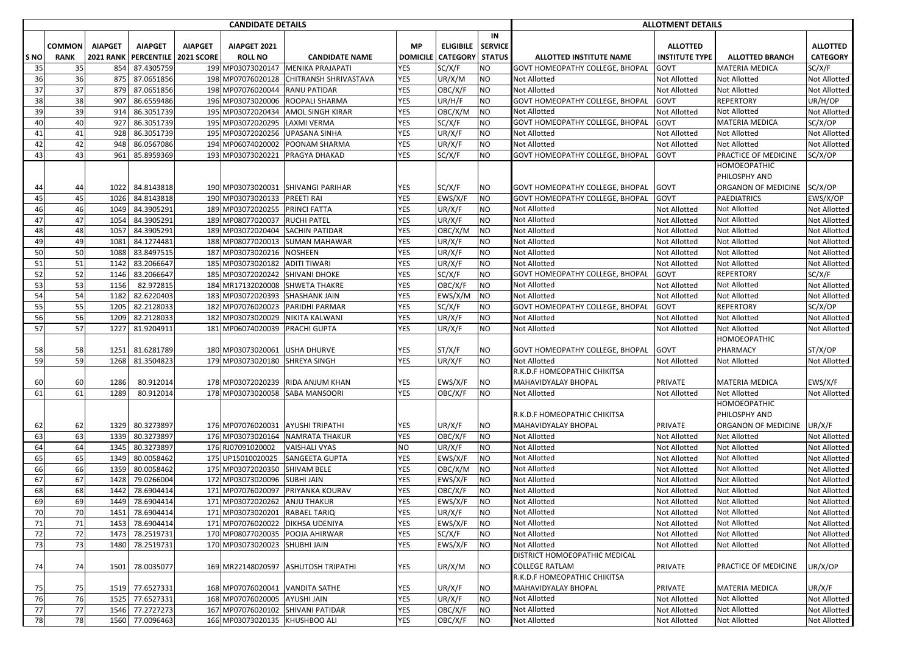| | CANDIDATE DETAILS | | | | | | | | | ALLOTMENT DETAILS | | | |
|---|---|---|---|---|---|---|---|---|---|---|---|---|---|
| S NO | COMMON RANK | AIAPGET 2021 RANK | AIAPGET PERCENTILE | AIAPGET 2021 SCORE | AIAPGET 2021 ROLL NO | CANDIDATE NAME | MP DOMICILE | ELIGIBILE CATEGORY | IN SERVICE STATUS | ALLOTTED INSTITUTE NAME | ALLOTTED INSTITUTE TYPE | ALLOTTED BRANCH | ALLOTTED CATEGORY |
| 35 | 35 | 854 | 87.4305759 | 199 | MP03073020147 | MENIKA PRAJAPATI | YES | SC/X/F | NO | GOVT HOMEOPATHY COLLEGE, BHOPAL | GOVT | MATERIA MEDICA | SC/X/F |
| 36 | 36 | 875 | 87.0651856 | 198 | MP07076020128 | CHITRANSH SHRIVASTAVA | YES | UR/X/M | NO | Not Allotted | Not Allotted | Not Allotted | Not Allotted |
| 37 | 37 | 879 | 87.0651856 | 198 | MP07076020044 | RANU PATIDAR | YES | OBC/X/F | NO | Not Allotted | Not Allotted | Not Allotted | Not Allotted |
| 38 | 38 | 907 | 86.6559486 | 196 | MP03073020006 | ROOPALI SHARMA | YES | UR/H/F | NO | GOVT HOMEOPATHY COLLEGE, BHOPAL | GOVT | REPERTORY | UR/H/OP |
| 39 | 39 | 914 | 86.3051739 | 195 | MP03072020434 | AMOL SINGH KIRAR | YES | OBC/X/M | NO | Not Allotted | Not Allotted | Not Allotted | Not Allotted |
| 40 | 40 | 927 | 86.3051739 | 195 | MP03072020295 | LAXMI VERMA | YES | SC/X/F | NO | GOVT HOMEOPATHY COLLEGE, BHOPAL | GOVT | MATERIA MEDICA | SC/X/OP |
| 41 | 41 | 928 | 86.3051739 | 195 | MP03072020256 | UPASANA SINHA | YES | UR/X/F | NO | Not Allotted | Not Allotted | Not Allotted | Not Allotted |
| 42 | 42 | 948 | 86.0567086 | 194 | MP06074020002 | POONAM SHARMA | YES | UR/X/F | NO | Not Allotted | Not Allotted | Not Allotted | Not Allotted |
| 43 | 43 | 961 | 85.8959369 | 193 | MP03073020221 | PRAGYA DHAKAD | YES | SC/X/F | NO | GOVT HOMEOPATHY COLLEGE, BHOPAL | GOVT | PRACTICE OF MEDICINE | SC/X/OP |
| 44 | 44 | 1022 | 84.8143818 | 190 | MP03073020031 | SHIVANGI PARIHAR | YES | SC/X/F | NO | GOVT HOMEOPATHY COLLEGE, BHOPAL | GOVT | HOMOEOPATHIC PHILOSPHY AND ORGANON OF MEDICINE | SC/X/OP |
| 45 | 45 | 1026 | 84.8143818 | 190 | MP03073020133 | PREETI RAI | YES | EWS/X/F | NO | GOVT HOMEOPATHY COLLEGE, BHOPAL | GOVT | PAEDIATRICS | EWS/X/OP |
| 46 | 46 | 1049 | 84.3905291 | 189 | MP03072020255 | PRINCI FATTA | YES | UR/X/F | NO | Not Allotted | Not Allotted | Not Allotted | Not Allotted |
| 47 | 47 | 1054 | 84.3905291 | 189 | MP08077020037 | RUCHI PATEL | YES | UR/X/F | NO | Not Allotted | Not Allotted | Not Allotted | Not Allotted |
| 48 | 48 | 1057 | 84.3905291 | 189 | MP03072020404 | SACHIN PATIDAR | YES | OBC/X/M | NO | Not Allotted | Not Allotted | Not Allotted | Not Allotted |
| 49 | 49 | 1081 | 84.1274481 | 188 | MP08077020013 | SUMAN MAHAWAR | YES | UR/X/F | NO | Not Allotted | Not Allotted | Not Allotted | Not Allotted |
| 50 | 50 | 1088 | 83.8497515 | 187 | MP03073020216 | NOSHEEN | YES | UR/X/F | NO | Not Allotted | Not Allotted | Not Allotted | Not Allotted |
| 51 | 51 | 1142 | 83.2066647 | 185 | MP03073020182 | ADITI TIWARI | YES | UR/X/F | NO | Not Allotted | Not Allotted | Not Allotted | Not Allotted |
| 52 | 52 | 1146 | 83.2066647 | 185 | MP03072020242 | SHIVANI DHOKE | YES | SC/X/F | NO | GOVT HOMEOPATHY COLLEGE, BHOPAL | GOVT | REPERTORY | SC/X/F |
| 53 | 53 | 1156 | 82.972815 | 184 | MR17132020008 | SHWETA THAKRE | YES | OBC/X/F | NO | Not Allotted | Not Allotted | Not Allotted | Not Allotted |
| 54 | 54 | 1182 | 82.6220403 | 183 | MP03072020393 | SHASHANK JAIN | YES | EWS/X/M | NO | Not Allotted | Not Allotted | Not Allotted | Not Allotted |
| 55 | 55 | 1205 | 82.2128033 | 182 | MP07076020023 | PARIDHI PARMAR | YES | SC/X/F | NO | GOVT HOMEOPATHY COLLEGE, BHOPAL | GOVT | REPERTORY | SC/X/OP |
| 56 | 56 | 1209 | 82.2128033 | 182 | MP03073020029 | NIKITA KALWANI | YES | UR/X/F | NO | Not Allotted | Not Allotted | Not Allotted | Not Allotted |
| 57 | 57 | 1227 | 81.9204911 | 181 | MP06074020039 | PRACHI GUPTA | YES | UR/X/F | NO | Not Allotted | Not Allotted | Not Allotted | Not Allotted |
| 58 | 58 | 1251 | 81.6281789 | 180 | MP03073020061 | USHA DHURVE | YES | ST/X/F | NO | GOVT HOMEOPATHY COLLEGE, BHOPAL | GOVT | HOMOEOPATHIC PHARMACY | ST/X/OP |
| 59 | 59 | 1268 | 81.3504823 | 179 | MP03073020180 | SHREYA SINGH | YES | UR/X/F | NO | Not Allotted | Not Allotted | Not Allotted | Not Allotted |
| 60 | 60 | 1286 | 80.912014 | 178 | MP03072020239 | RIDA ANJUM KHAN | YES | EWS/X/F | NO | R.K.D.F HOMEOPATHIC CHIKITSA MAHAVIDYALAY BHOPAL | PRIVATE | MATERIA MEDICA | EWS/X/F |
| 61 | 61 | 1289 | 80.912014 | 178 | MP03073020058 | SABA MANSOORI | YES | OBC/X/F | NO | Not Allotted | Not Allotted | Not Allotted | Not Allotted |
| 62 | 62 | 1329 | 80.3273897 | 176 | MP07076020031 | AYUSHI TRIPATHI | YES | UR/X/F | NO | R.K.D.F HOMEOPATHIC CHIKITSA MAHAVIDYALAY BHOPAL | PRIVATE | HOMOEOPATHIC PHILOSPHY AND ORGANON OF MEDICINE | UR/X/F |
| 63 | 63 | 1339 | 80.3273897 | 176 | MP03073020164 | NAMRATA THAKUR | YES | OBC/X/F | NO | Not Allotted | Not Allotted | Not Allotted | Not Allotted |
| 64 | 64 | 1345 | 80.3273897 | 176 | RJ07091020002 | VAISHALI VYAS | NO | UR/X/F | NO | Not Allotted | Not Allotted | Not Allotted | Not Allotted |
| 65 | 65 | 1349 | 80.0058462 | 175 | UP15010020025 | SANGEETA GUPTA | YES | EWS/X/F | NO | Not Allotted | Not Allotted | Not Allotted | Not Allotted |
| 66 | 66 | 1359 | 80.0058462 | 175 | MP03072020350 | SHIVAM BELE | YES | OBC/X/M | NO | Not Allotted | Not Allotted | Not Allotted | Not Allotted |
| 67 | 67 | 1428 | 79.0266004 | 172 | MP03072020096 | SUBHI JAIN | YES | EWS/X/F | NO | Not Allotted | Not Allotted | Not Allotted | Not Allotted |
| 68 | 68 | 1442 | 78.6904414 | 171 | MP07076020097 | PRIYANKA KOURAV | YES | OBC/X/F | NO | Not Allotted | Not Allotted | Not Allotted | Not Allotted |
| 69 | 69 | 1449 | 78.6904414 | 171 | MP03072020262 | ANJU THAKUR | YES | EWS/X/F | NO | Not Allotted | Not Allotted | Not Allotted | Not Allotted |
| 70 | 70 | 1451 | 78.6904414 | 171 | MP03073020201 | RABAEL TARIQ | YES | UR/X/F | NO | Not Allotted | Not Allotted | Not Allotted | Not Allotted |
| 71 | 71 | 1453 | 78.6904414 | 171 | MP07076020022 | DIKHSA UDENIYA | YES | EWS/X/F | NO | Not Allotted | Not Allotted | Not Allotted | Not Allotted |
| 72 | 72 | 1473 | 78.2519731 | 170 | MP08077020035 | POOJA AHIRWAR | YES | SC/X/F | NO | Not Allotted | Not Allotted | Not Allotted | Not Allotted |
| 73 | 73 | 1480 | 78.2519731 | 170 | MP03073020023 | SHUBHI JAIN | YES | EWS/X/F | NO | Not Allotted | Not Allotted | Not Allotted | Not Allotted |
| 74 | 74 | 1501 | 78.0035077 | 169 | MR22148020597 | ASHUTOSH TRIPATHI | YES | UR/X/M | NO | DISTRICT HOMOEOPATHIC MEDICAL COLLEGE RATLAM | PRIVATE | PRACTICE OF MEDICINE | UR/X/OP |
| 75 | 75 | 1519 | 77.6527331 | 168 | MP07076020041 | VANDITA SATHE | YES | UR/X/F | NO | R.K.D.F HOMEOPATHIC CHIKITSA MAHAVIDYALAY BHOPAL | PRIVATE | MATERIA MEDICA | UR/X/F |
| 76 | 76 | 1525 | 77.6527331 | 168 | MP07076020005 | AYUSHI JAIN | YES | UR/X/F | NO | Not Allotted | Not Allotted | Not Allotted | Not Allotted |
| 77 | 77 | 1546 | 77.2727273 | 167 | MP07076020102 | SHIVANI PATIDAR | YES | OBC/X/F | NO | Not Allotted | Not Allotted | Not Allotted | Not Allotted |
| 78 | 78 | 1560 | 77.0096463 | 166 | MP03073020135 | KHUSHBOO ALI | YES | OBC/X/F | NO | Not Allotted | Not Allotted | Not Allotted | Not Allotted |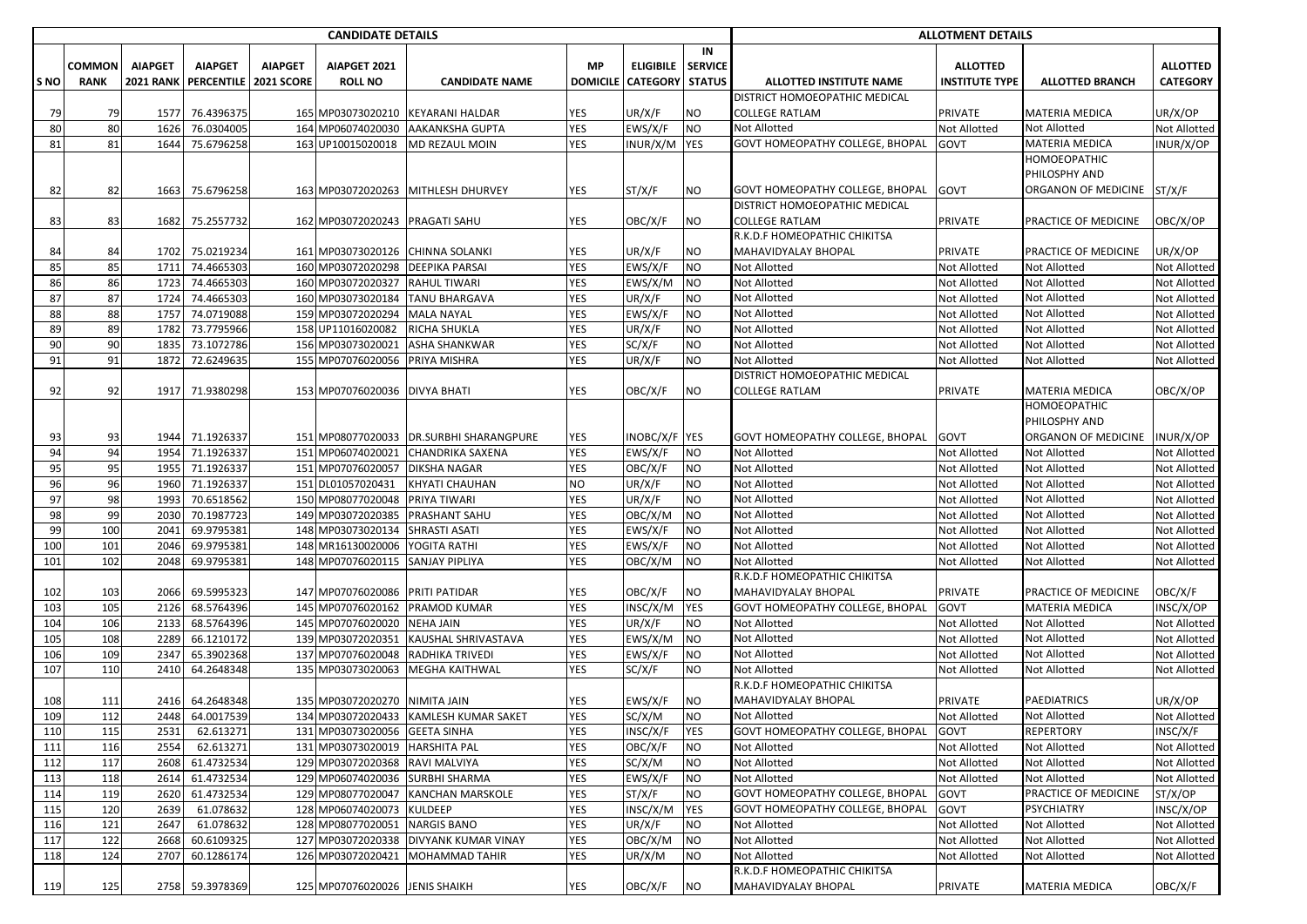| CANDIDATE DETAILS | | | | | | | | | | ALLOTMENT DETAILS | | | |
|---|---|---|---|---|---|---|---|---|---|---|---|---|---|
| S NO | COMMON RANK | AIAPGET 2021 RANK | AIAPGET PERCENTILE | AIAPGET 2021 SCORE | AIAPGET 2021 ROLL NO | CANDIDATE NAME | MP DOMICILE | ELIGIBILE CATEGORY | IN SERVICE STATUS | ALLOTTED INSTITUTE NAME | ALLOTTED INSTITUTE TYPE | ALLOTTED BRANCH | ALLOTTED CATEGORY |
| 79 | 79 | 1577 | 76.4396375 | 165 | MP03073020210 | KEYARANI HALDAR | YES | UR/X/F | NO | DISTRICT HOMOEOPATHIC MEDICAL COLLEGE RATLAM | PRIVATE | MATERIA MEDICA | UR/X/OP |
| 80 | 80 | 1626 | 76.0304005 | 164 | MP06074020030 | AAKANKSHA GUPTA | YES | EWS/X/F | NO | Not Allotted | Not Allotted | Not Allotted | Not Allotted |
| 81 | 81 | 1644 | 75.6796258 | 163 | UP10015020018 | MD REZAUL MOIN | YES | INUR/X/M | YES | GOVT HOMEOPATHY COLLEGE, BHOPAL | GOVT | MATERIA MEDICA | INUR/X/OP |
| 82 | 82 | 1663 | 75.6796258 | 163 | MP03072020263 | MITHLESH DHURVEY | YES | ST/X/F | NO | GOVT HOMEOPATHY COLLEGE, BHOPAL | GOVT | HOMOEOPATHIC PHILOSPHY AND ORGANON OF MEDICINE | ST/X/F |
| 83 | 83 | 1682 | 75.2557732 | 162 | MP03072020243 | PRAGATI SAHU | YES | OBC/X/F | NO | DISTRICT HOMOEOPATHIC MEDICAL COLLEGE RATLAM | PRIVATE | PRACTICE OF MEDICINE | OBC/X/OP |
| 84 | 84 | 1702 | 75.0219234 | 161 | MP03073020126 | CHINNA SOLANKI | YES | UR/X/F | NO | R.K.D.F HOMEOPATHIC CHIKITSA MAHAVIDYALAY BHOPAL | PRIVATE | PRACTICE OF MEDICINE | UR/X/OP |
| 85 | 85 | 1711 | 74.4665303 | 160 | MP03072020298 | DEEPIKA PARSAI | YES | EWS/X/F | NO | Not Allotted | Not Allotted | Not Allotted | Not Allotted |
| 86 | 86 | 1723 | 74.4665303 | 160 | MP03072020327 | RAHUL TIWARI | YES | EWS/X/M | NO | Not Allotted | Not Allotted | Not Allotted | Not Allotted |
| 87 | 87 | 1724 | 74.4665303 | 160 | MP03073020184 | TANU BHARGAVA | YES | UR/X/F | NO | Not Allotted | Not Allotted | Not Allotted | Not Allotted |
| 88 | 88 | 1757 | 74.0719088 | 159 | MP03072020294 | MALA NAYAL | YES | EWS/X/F | NO | Not Allotted | Not Allotted | Not Allotted | Not Allotted |
| 89 | 89 | 1782 | 73.7795966 | 158 | UP11016020082 | RICHA SHUKLA | YES | UR/X/F | NO | Not Allotted | Not Allotted | Not Allotted | Not Allotted |
| 90 | 90 | 1835 | 73.1072786 | 156 | MP03073020021 | ASHA SHANKWAR | YES | SC/X/F | NO | Not Allotted | Not Allotted | Not Allotted | Not Allotted |
| 91 | 91 | 1872 | 72.6249635 | 155 | MP07076020056 | PRIYA MISHRA | YES | UR/X/F | NO | Not Allotted | Not Allotted | Not Allotted | Not Allotted |
| 92 | 92 | 1917 | 71.9380298 | 153 | MP07076020036 | DIVYA BHATI | YES | OBC/X/F | NO | DISTRICT HOMOEOPATHIC MEDICAL COLLEGE RATLAM | PRIVATE | MATERIA MEDICA | OBC/X/OP |
| 93 | 93 | 1944 | 71.1926337 | 151 | MP08077020033 | DR.SURBHI SHARANGPURE | YES | INOBC/X/F | YES | GOVT HOMEOPATHY COLLEGE, BHOPAL | GOVT | HOMOEOPATHIC PHILOSPHY AND ORGANON OF MEDICINE | INUR/X/OP |
| 94 | 94 | 1954 | 71.1926337 | 151 | MP06074020021 | CHANDRIKA SAXENA | YES | EWS/X/F | NO | Not Allotted | Not Allotted | Not Allotted | Not Allotted |
| 95 | 95 | 1955 | 71.1926337 | 151 | MP07076020057 | DIKSHA NAGAR | YES | OBC/X/F | NO | Not Allotted | Not Allotted | Not Allotted | Not Allotted |
| 96 | 96 | 1960 | 71.1926337 | 151 | DL01057020431 | KHYATI CHAUHAN | NO | UR/X/F | NO | Not Allotted | Not Allotted | Not Allotted | Not Allotted |
| 97 | 98 | 1993 | 70.6518562 | 150 | MP08077020048 | PRIYA TIWARI | YES | UR/X/F | NO | Not Allotted | Not Allotted | Not Allotted | Not Allotted |
| 98 | 99 | 2030 | 70.1987723 | 149 | MP03072020385 | PRASHANT SAHU | YES | OBC/X/M | NO | Not Allotted | Not Allotted | Not Allotted | Not Allotted |
| 99 | 100 | 2041 | 69.9795381 | 148 | MP03073020134 | SHRASTI ASATI | YES | EWS/X/F | NO | Not Allotted | Not Allotted | Not Allotted | Not Allotted |
| 100 | 101 | 2046 | 69.9795381 | 148 | MR16130020006 | YOGITA RATHI | YES | EWS/X/F | NO | Not Allotted | Not Allotted | Not Allotted | Not Allotted |
| 101 | 102 | 2048 | 69.9795381 | 148 | MP07076020115 | SANJAY PIPLIYA | YES | OBC/X/M | NO | Not Allotted | Not Allotted | Not Allotted | Not Allotted |
| 102 | 103 | 2066 | 69.5995323 | 147 | MP07076020086 | PRITI PATIDAR | YES | OBC/X/F | NO | R.K.D.F HOMEOPATHIC CHIKITSA MAHAVIDYALAY BHOPAL | PRIVATE | PRACTICE OF MEDICINE | OBC/X/F |
| 103 | 105 | 2126 | 68.5764396 | 145 | MP07076020162 | PRAMOD KUMAR | YES | INSC/X/M | YES | GOVT HOMEOPATHY COLLEGE, BHOPAL | GOVT | MATERIA MEDICA | INSC/X/OP |
| 104 | 106 | 2133 | 68.5764396 | 145 | MP07076020020 | NEHA JAIN | YES | UR/X/F | NO | Not Allotted | Not Allotted | Not Allotted | Not Allotted |
| 105 | 108 | 2289 | 66.1210172 | 139 | MP03072020351 | KAUSHAL SHRIVASTAVA | YES | EWS/X/M | NO | Not Allotted | Not Allotted | Not Allotted | Not Allotted |
| 106 | 109 | 2347 | 65.3902368 | 137 | MP07076020048 | RADHIKA TRIVEDI | YES | EWS/X/F | NO | Not Allotted | Not Allotted | Not Allotted | Not Allotted |
| 107 | 110 | 2410 | 64.2648348 | 135 | MP03073020063 | MEGHA KAITHWAL | YES | SC/X/F | NO | Not Allotted | Not Allotted | Not Allotted | Not Allotted |
| 108 | 111 | 2416 | 64.2648348 | 135 | MP03072020270 | NIMITA JAIN | YES | EWS/X/F | NO | R.K.D.F HOMEOPATHIC CHIKITSA MAHAVIDYALAY BHOPAL | PRIVATE | PAEDIATRICS | UR/X/OP |
| 109 | 112 | 2448 | 64.0017539 | 134 | MP03072020433 | KAMLESH KUMAR SAKET | YES | SC/X/M | NO | Not Allotted | Not Allotted | Not Allotted | Not Allotted |
| 110 | 115 | 2531 | 62.613271 | 131 | MP03073020056 | GEETA SINHA | YES | INSC/X/F | YES | GOVT HOMEOPATHY COLLEGE, BHOPAL | GOVT | REPERTORY | INSC/X/F |
| 111 | 116 | 2554 | 62.613271 | 131 | MP03073020019 | HARSHITA PAL | YES | OBC/X/F | NO | Not Allotted | Not Allotted | Not Allotted | Not Allotted |
| 112 | 117 | 2608 | 61.4732534 | 129 | MP03072020368 | RAVI MALVIYA | YES | SC/X/M | NO | Not Allotted | Not Allotted | Not Allotted | Not Allotted |
| 113 | 118 | 2614 | 61.4732534 | 129 | MP06074020036 | SURBHI SHARMA | YES | EWS/X/F | NO | Not Allotted | Not Allotted | Not Allotted | Not Allotted |
| 114 | 119 | 2620 | 61.4732534 | 129 | MP08077020047 | KANCHAN MARSKOLE | YES | ST/X/F | NO | GOVT HOMEOPATHY COLLEGE, BHOPAL | GOVT | PRACTICE OF MEDICINE | ST/X/OP |
| 115 | 120 | 2639 | 61.078632 | 128 | MP07076020073 | KULDEEP | YES | INSC/X/M | YES | GOVT HOMEOPATHY COLLEGE, BHOPAL | GOVT | PSYCHIATRY | INSC/X/OP |
| 116 | 121 | 2647 | 61.078632 | 128 | MP08077020051 | NARGIS BANO | YES | UR/X/F | NO | Not Allotted | Not Allotted | Not Allotted | Not Allotted |
| 117 | 122 | 2668 | 60.6109325 | 127 | MP03072020338 | DIVYANK KUMAR VINAY | YES | OBC/X/M | NO | Not Allotted | Not Allotted | Not Allotted | Not Allotted |
| 118 | 124 | 2707 | 60.1286174 | 126 | MP03072020421 | MOHAMMAD TAHIR | YES | UR/X/M | NO | Not Allotted | Not Allotted | Not Allotted | Not Allotted |
| 119 | 125 | 2758 | 59.3978369 | 125 | MP07076020026 | JENIS SHAIKH | YES | OBC/X/F | NO | R.K.D.F HOMEOPATHIC CHIKITSA MAHAVIDYALAY BHOPAL | PRIVATE | MATERIA MEDICA | OBC/X/F |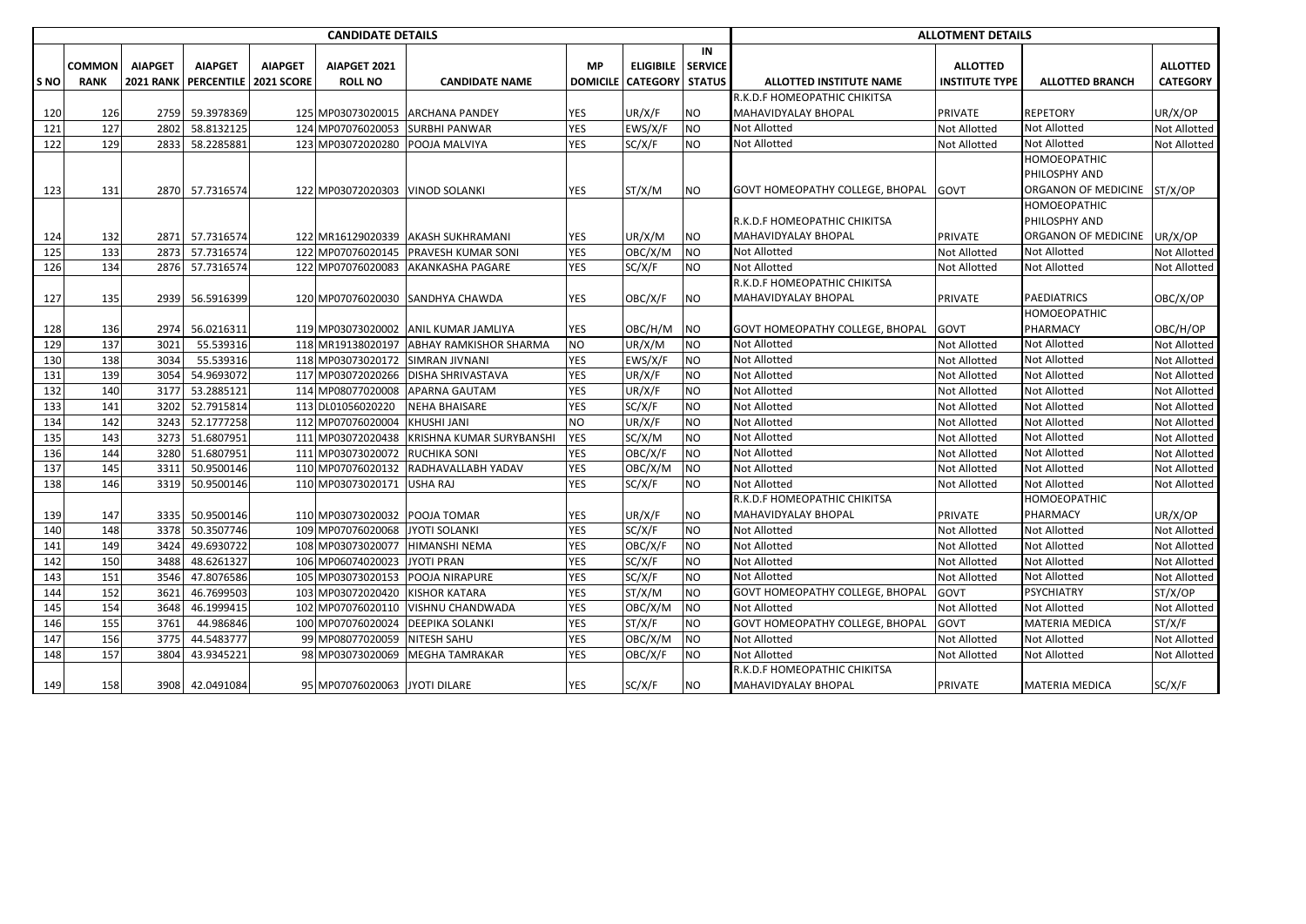| CANDIDATE DETAILS | | | | | | | | | | ALLOTMENT DETAILS | | | |
|---|---|---|---|---|---|---|---|---|---|---|---|---|---|
| S NO | COMMON RANK | AIAPGET 2021 RANK | AIAPGET PERCENTILE | AIAPGET 2021 SCORE | AIAPGET 2021 ROLL NO | CANDIDATE NAME | MP DOMICILE | ELIGIBILE CATEGORY | IN SERVICE STATUS | ALLOTTED INSTITUTE NAME | ALLOTTED INSTITUTE TYPE | ALLOTTED BRANCH | ALLOTTED CATEGORY |
| 120 | 126 | 2759 | 59.3978369 | 125 | MP03073020015 | ARCHANA PANDEY | YES | UR/X/F | NO | R.K.D.F HOMEOPATHIC CHIKITSA MAHAVIDYALAY BHOPAL | PRIVATE | REPETORY | UR/X/OP |
| 121 | 127 | 2802 | 58.8132125 | 124 | MP07076020053 | SURBHI PANWAR | YES | EWS/X/F | NO | Not Allotted | Not Allotted | Not Allotted | Not Allotted |
| 122 | 129 | 2833 | 58.2285881 | 123 | MP03072020280 | POOJA MALVIYA | YES | SC/X/F | NO | Not Allotted | Not Allotted | Not Allotted | Not Allotted |
| 123 | 131 | 2870 | 57.7316574 | 122 | MP03073020303 | VINOD SOLANKI | YES | ST/X/M | NO | GOVT HOMEOPATHY COLLEGE, BHOPAL | GOVT | HOMOEOPATHIC PHILOSPHY AND ORGANON OF MEDICINE | ST/X/OP |
| 124 | 132 | 2871 | 57.7316574 | 122 | MR16129020339 | AKASH SUKHRAMANI | YES | UR/X/M | NO | R.K.D.F HOMEOPATHIC CHIKITSA MAHAVIDYALAY BHOPAL | PRIVATE | HOMOEOPATHIC PHILOSPHY AND ORGANON OF MEDICINE | UR/X/OP |
| 125 | 133 | 2873 | 57.7316574 | 122 | MP07076020145 | PRAVESH KUMAR SONI | YES | OBC/X/M | NO | Not Allotted | Not Allotted | Not Allotted | Not Allotted |
| 126 | 134 | 2876 | 57.7316574 | 122 | MP07076020083 | AKANKASHA PAGARE | YES | SC/X/F | NO | Not Allotted | Not Allotted | Not Allotted | Not Allotted |
| 127 | 135 | 2939 | 56.5916399 | 120 | MP07076020030 | SANDHYA CHAWDA | YES | OBC/X/F | NO | R.K.D.F HOMEOPATHIC CHIKITSA MAHAVIDYALAY BHOPAL | PRIVATE | PAEDIATRICS | OBC/X/OP |
| 128 | 136 | 2974 | 56.0216311 | 119 | MP03073020002 | ANIL KUMAR JAMLIYA | YES | OBC/H/M | NO | GOVT HOMEOPATHY COLLEGE, BHOPAL | GOVT | HOMOEOPATHIC PHARMACY | OBC/H/OP |
| 129 | 137 | 3021 | 55.539316 | 118 | MR19138020197 | ABHAY RAMKISHOR SHARMA | NO | UR/X/M | NO | Not Allotted | Not Allotted | Not Allotted | Not Allotted |
| 130 | 138 | 3034 | 55.539316 | 118 | MP03073020172 | SIMRAN JIVNANI | YES | EWS/X/F | NO | Not Allotted | Not Allotted | Not Allotted | Not Allotted |
| 131 | 139 | 3054 | 54.9693072 | 117 | MP03072020266 | DISHA SHRIVASTAVA | YES | UR/X/F | NO | Not Allotted | Not Allotted | Not Allotted | Not Allotted |
| 132 | 140 | 3177 | 53.2885121 | 114 | MP08077020008 | APARNA GAUTAM | YES | UR/X/F | NO | Not Allotted | Not Allotted | Not Allotted | Not Allotted |
| 133 | 141 | 3202 | 52.7915814 | 113 | DL01056020220 | NEHA BHAISARE | YES | SC/X/F | NO | Not Allotted | Not Allotted | Not Allotted | Not Allotted |
| 134 | 142 | 3243 | 52.1777258 | 112 | MP07076020004 | KHUSHI JANI | NO | UR/X/F | NO | Not Allotted | Not Allotted | Not Allotted | Not Allotted |
| 135 | 143 | 3273 | 51.6807951 | 111 | MP03072020438 | KRISHNA KUMAR SURYBANSHI | YES | SC/X/M | NO | Not Allotted | Not Allotted | Not Allotted | Not Allotted |
| 136 | 144 | 3280 | 51.6807951 | 111 | MP03073020072 | RUCHIKA SONI | YES | OBC/X/F | NO | Not Allotted | Not Allotted | Not Allotted | Not Allotted |
| 137 | 145 | 3311 | 50.9500146 | 110 | MP07076020132 | RADHAVALLABH YADAV | YES | OBC/X/M | NO | Not Allotted | Not Allotted | Not Allotted | Not Allotted |
| 138 | 146 | 3319 | 50.9500146 | 110 | MP03073020171 | USHA RAJ | YES | SC/X/F | NO | Not Allotted | Not Allotted | Not Allotted | Not Allotted |
| 139 | 147 | 3335 | 50.9500146 | 110 | MP03073020032 | POOJA TOMAR | YES | UR/X/F | NO | R.K.D.F HOMEOPATHIC CHIKITSA MAHAVIDYALAY BHOPAL | PRIVATE | HOMOEOPATHIC PHARMACY | UR/X/OP |
| 140 | 148 | 3378 | 50.3507746 | 109 | MP07076020068 | JYOTI SOLANKI | YES | SC/X/F | NO | Not Allotted | Not Allotted | Not Allotted | Not Allotted |
| 141 | 149 | 3424 | 49.6930722 | 108 | MP03073020077 | HIMANSHI NEMA | YES | OBC/X/F | NO | Not Allotted | Not Allotted | Not Allotted | Not Allotted |
| 142 | 150 | 3488 | 48.6261327 | 106 | MP06074020023 | JYOTI PRAN | YES | SC/X/F | NO | Not Allotted | Not Allotted | Not Allotted | Not Allotted |
| 143 | 151 | 3546 | 47.8076586 | 105 | MP03073020153 | POOJA NIRAPURE | YES | SC/X/F | NO | Not Allotted | Not Allotted | Not Allotted | Not Allotted |
| 144 | 152 | 3621 | 46.7699503 | 103 | MP03072020420 | KISHOR KATARA | YES | ST/X/M | NO | GOVT HOMEOPATHY COLLEGE, BHOPAL | GOVT | PSYCHIATRY | ST/X/OP |
| 145 | 154 | 3648 | 46.1999415 | 102 | MP07076020110 | VISHNU CHANDWADA | YES | OBC/X/M | NO | Not Allotted | Not Allotted | Not Allotted | Not Allotted |
| 146 | 155 | 3761 | 44.986846 | 100 | MP07076020024 | DEEPIKA SOLANKI | YES | ST/X/F | NO | GOVT HOMEOPATHY COLLEGE, BHOPAL | GOVT | MATERIA MEDICA | ST/X/F |
| 147 | 156 | 3775 | 44.5483777 | 99 | MP08077020059 | NITESH SAHU | YES | OBC/X/M | NO | Not Allotted | Not Allotted | Not Allotted | Not Allotted |
| 148 | 157 | 3804 | 43.9345221 | 98 | MP03073020069 | MEGHA TAMRAKAR | YES | OBC/X/F | NO | Not Allotted | Not Allotted | Not Allotted | Not Allotted |
| 149 | 158 | 3908 | 42.0491084 | 95 | MP07076020063 | JYOTI DILARE | YES | SC/X/F | NO | R.K.D.F HOMEOPATHIC CHIKITSA MAHAVIDYALAY BHOPAL | PRIVATE | MATERIA MEDICA | SC/X/F |